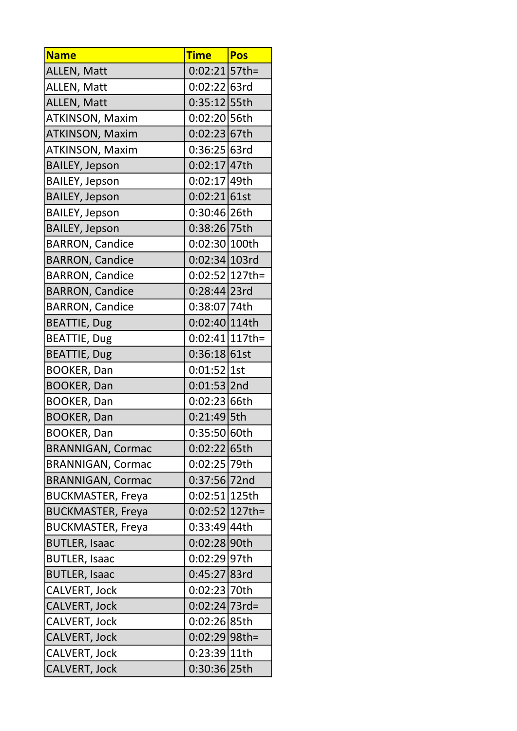| Name | Time | Pos |
| --- | --- | --- |
| ALLEN, Matt | 0:02:21 | 57th= |
| ALLEN, Matt | 0:02:22 | 63rd |
| ALLEN, Matt | 0:35:12 | 55th |
| ATKINSON, Maxim | 0:02:20 | 56th |
| ATKINSON, Maxim | 0:02:23 | 67th |
| ATKINSON, Maxim | 0:36:25 | 63rd |
| BAILEY, Jepson | 0:02:17 | 47th |
| BAILEY, Jepson | 0:02:17 | 49th |
| BAILEY, Jepson | 0:02:21 | 61st |
| BAILEY, Jepson | 0:30:46 | 26th |
| BAILEY, Jepson | 0:38:26 | 75th |
| BARRON, Candice | 0:02:30 | 100th |
| BARRON, Candice | 0:02:34 | 103rd |
| BARRON, Candice | 0:02:52 | 127th= |
| BARRON, Candice | 0:28:44 | 23rd |
| BARRON, Candice | 0:38:07 | 74th |
| BEATTIE, Dug | 0:02:40 | 114th |
| BEATTIE, Dug | 0:02:41 | 117th= |
| BEATTIE, Dug | 0:36:18 | 61st |
| BOOKER, Dan | 0:01:52 | 1st |
| BOOKER, Dan | 0:01:53 | 2nd |
| BOOKER, Dan | 0:02:23 | 66th |
| BOOKER, Dan | 0:21:49 | 5th |
| BOOKER, Dan | 0:35:50 | 60th |
| BRANNIGAN, Cormac | 0:02:22 | 65th |
| BRANNIGAN, Cormac | 0:02:25 | 79th |
| BRANNIGAN, Cormac | 0:37:56 | 72nd |
| BUCKMASTER, Freya | 0:02:51 | 125th |
| BUCKMASTER, Freya | 0:02:52 | 127th= |
| BUCKMASTER, Freya | 0:33:49 | 44th |
| BUTLER, Isaac | 0:02:28 | 90th |
| BUTLER, Isaac | 0:02:29 | 97th |
| BUTLER, Isaac | 0:45:27 | 83rd |
| CALVERT, Jock | 0:02:23 | 70th |
| CALVERT, Jock | 0:02:24 | 73rd= |
| CALVERT, Jock | 0:02:26 | 85th |
| CALVERT, Jock | 0:02:29 | 98th= |
| CALVERT, Jock | 0:23:39 | 11th |
| CALVERT, Jock | 0:30:36 | 25th |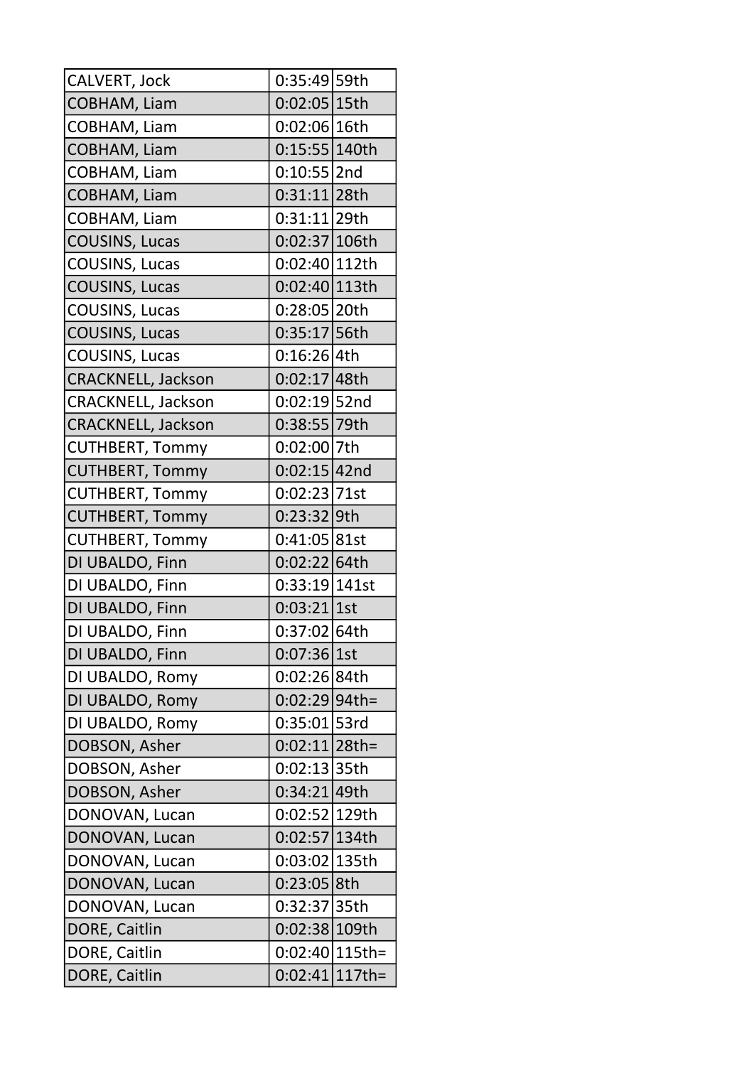| | | |
|---|---|---|
| CALVERT, Jock | 0:35:49 | 59th |
| COBHAM, Liam | 0:02:05 | 15th |
| COBHAM, Liam | 0:02:06 | 16th |
| COBHAM, Liam | 0:15:55 | 140th |
| COBHAM, Liam | 0:10:55 | 2nd |
| COBHAM, Liam | 0:31:11 | 28th |
| COBHAM, Liam | 0:31:11 | 29th |
| COUSINS, Lucas | 0:02:37 | 106th |
| COUSINS, Lucas | 0:02:40 | 112th |
| COUSINS, Lucas | 0:02:40 | 113th |
| COUSINS, Lucas | 0:28:05 | 20th |
| COUSINS, Lucas | 0:35:17 | 56th |
| COUSINS, Lucas | 0:16:26 | 4th |
| CRACKNELL, Jackson | 0:02:17 | 48th |
| CRACKNELL, Jackson | 0:02:19 | 52nd |
| CRACKNELL, Jackson | 0:38:55 | 79th |
| CUTHBERT, Tommy | 0:02:00 | 7th |
| CUTHBERT, Tommy | 0:02:15 | 42nd |
| CUTHBERT, Tommy | 0:02:23 | 71st |
| CUTHBERT, Tommy | 0:23:32 | 9th |
| CUTHBERT, Tommy | 0:41:05 | 81st |
| DI UBALDO, Finn | 0:02:22 | 64th |
| DI UBALDO, Finn | 0:33:19 | 141st |
| DI UBALDO, Finn | 0:03:21 | 1st |
| DI UBALDO, Finn | 0:37:02 | 64th |
| DI UBALDO, Finn | 0:07:36 | 1st |
| DI UBALDO, Romy | 0:02:26 | 84th |
| DI UBALDO, Romy | 0:02:29 | 94th= |
| DI UBALDO, Romy | 0:35:01 | 53rd |
| DOBSON, Asher | 0:02:11 | 28th= |
| DOBSON, Asher | 0:02:13 | 35th |
| DOBSON, Asher | 0:34:21 | 49th |
| DONOVAN, Lucan | 0:02:52 | 129th |
| DONOVAN, Lucan | 0:02:57 | 134th |
| DONOVAN, Lucan | 0:03:02 | 135th |
| DONOVAN, Lucan | 0:23:05 | 8th |
| DONOVAN, Lucan | 0:32:37 | 35th |
| DORE, Caitlin | 0:02:38 | 109th |
| DORE, Caitlin | 0:02:40 | 115th= |
| DORE, Caitlin | 0:02:41 | 117th= |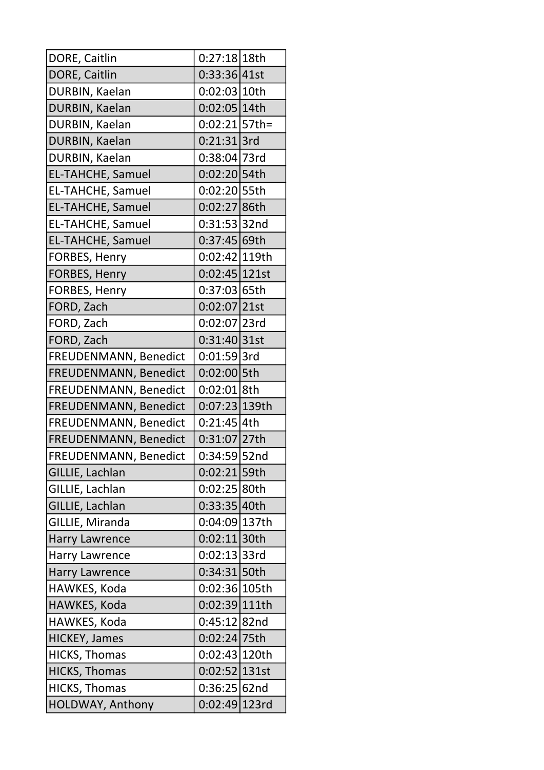| | | |
|---|---|---|
| DORE, Caitlin | 0:27:18 | 18th |
| DORE, Caitlin | 0:33:36 | 41st |
| DURBIN, Kaelan | 0:02:03 | 10th |
| DURBIN, Kaelan | 0:02:05 | 14th |
| DURBIN, Kaelan | 0:02:21 | 57th= |
| DURBIN, Kaelan | 0:21:31 | 3rd |
| DURBIN, Kaelan | 0:38:04 | 73rd |
| EL-TAHCHE, Samuel | 0:02:20 | 54th |
| EL-TAHCHE, Samuel | 0:02:20 | 55th |
| EL-TAHCHE, Samuel | 0:02:27 | 86th |
| EL-TAHCHE, Samuel | 0:31:53 | 32nd |
| EL-TAHCHE, Samuel | 0:37:45 | 69th |
| FORBES, Henry | 0:02:42 | 119th |
| FORBES, Henry | 0:02:45 | 121st |
| FORBES, Henry | 0:37:03 | 65th |
| FORD, Zach | 0:02:07 | 21st |
| FORD, Zach | 0:02:07 | 23rd |
| FORD, Zach | 0:31:40 | 31st |
| FREUDENMANN, Benedict | 0:01:59 | 3rd |
| FREUDENMANN, Benedict | 0:02:00 | 5th |
| FREUDENMANN, Benedict | 0:02:01 | 8th |
| FREUDENMANN, Benedict | 0:07:23 | 139th |
| FREUDENMANN, Benedict | 0:21:45 | 4th |
| FREUDENMANN, Benedict | 0:31:07 | 27th |
| FREUDENMANN, Benedict | 0:34:59 | 52nd |
| GILLIE, Lachlan | 0:02:21 | 59th |
| GILLIE, Lachlan | 0:02:25 | 80th |
| GILLIE, Lachlan | 0:33:35 | 40th |
| GILLIE, Miranda | 0:04:09 | 137th |
| Harry Lawrence | 0:02:11 | 30th |
| Harry Lawrence | 0:02:13 | 33rd |
| Harry Lawrence | 0:34:31 | 50th |
| HAWKES, Koda | 0:02:36 | 105th |
| HAWKES, Koda | 0:02:39 | 111th |
| HAWKES, Koda | 0:45:12 | 82nd |
| HICKEY, James | 0:02:24 | 75th |
| HICKS, Thomas | 0:02:43 | 120th |
| HICKS, Thomas | 0:02:52 | 131st |
| HICKS, Thomas | 0:36:25 | 62nd |
| HOLDWAY, Anthony | 0:02:49 | 123rd |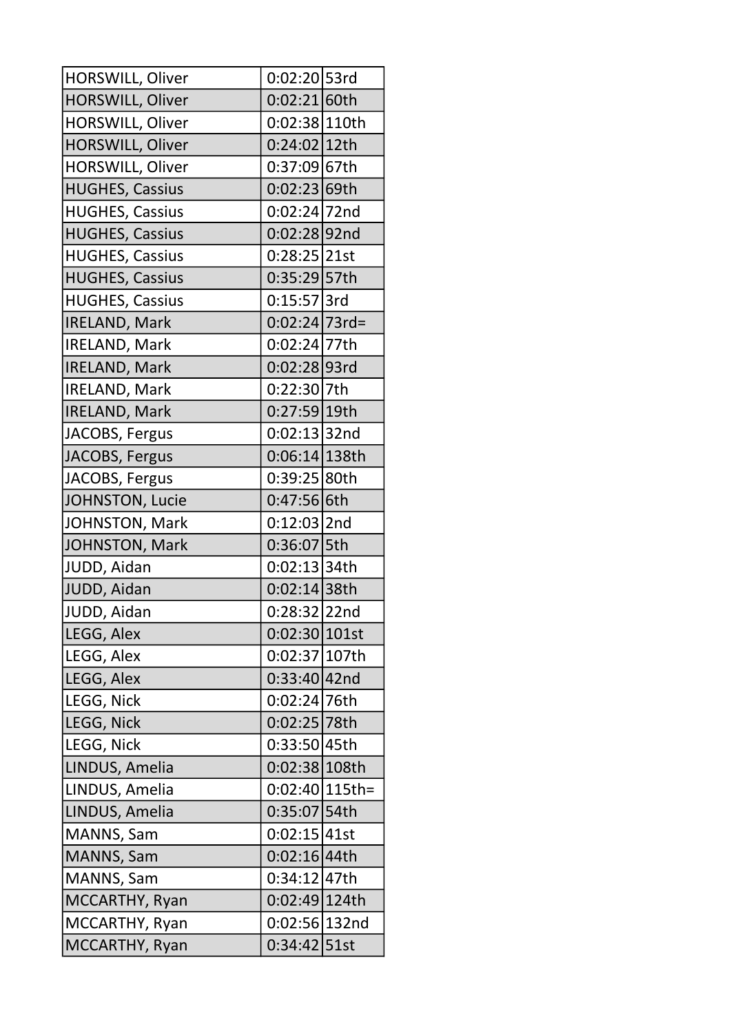| | | |
|---|---|---|
| HORSWILL, Oliver | 0:02:20 | 53rd |
| HORSWILL, Oliver | 0:02:21 | 60th |
| HORSWILL, Oliver | 0:02:38 | 110th |
| HORSWILL, Oliver | 0:24:02 | 12th |
| HORSWILL, Oliver | 0:37:09 | 67th |
| HUGHES, Cassius | 0:02:23 | 69th |
| HUGHES, Cassius | 0:02:24 | 72nd |
| HUGHES, Cassius | 0:02:28 | 92nd |
| HUGHES, Cassius | 0:28:25 | 21st |
| HUGHES, Cassius | 0:35:29 | 57th |
| HUGHES, Cassius | 0:15:57 | 3rd |
| IRELAND, Mark | 0:02:24 | 73rd= |
| IRELAND, Mark | 0:02:24 | 77th |
| IRELAND, Mark | 0:02:28 | 93rd |
| IRELAND, Mark | 0:22:30 | 7th |
| IRELAND, Mark | 0:27:59 | 19th |
| JACOBS, Fergus | 0:02:13 | 32nd |
| JACOBS, Fergus | 0:06:14 | 138th |
| JACOBS, Fergus | 0:39:25 | 80th |
| JOHNSTON, Lucie | 0:47:56 | 6th |
| JOHNSTON, Mark | 0:12:03 | 2nd |
| JOHNSTON, Mark | 0:36:07 | 5th |
| JUDD, Aidan | 0:02:13 | 34th |
| JUDD, Aidan | 0:02:14 | 38th |
| JUDD, Aidan | 0:28:32 | 22nd |
| LEGG, Alex | 0:02:30 | 101st |
| LEGG, Alex | 0:02:37 | 107th |
| LEGG, Alex | 0:33:40 | 42nd |
| LEGG, Nick | 0:02:24 | 76th |
| LEGG, Nick | 0:02:25 | 78th |
| LEGG, Nick | 0:33:50 | 45th |
| LINDUS, Amelia | 0:02:38 | 108th |
| LINDUS, Amelia | 0:02:40 | 115th= |
| LINDUS, Amelia | 0:35:07 | 54th |
| MANNS, Sam | 0:02:15 | 41st |
| MANNS, Sam | 0:02:16 | 44th |
| MANNS, Sam | 0:34:12 | 47th |
| MCCARTHY, Ryan | 0:02:49 | 124th |
| MCCARTHY, Ryan | 0:02:56 | 132nd |
| MCCARTHY, Ryan | 0:34:42 | 51st |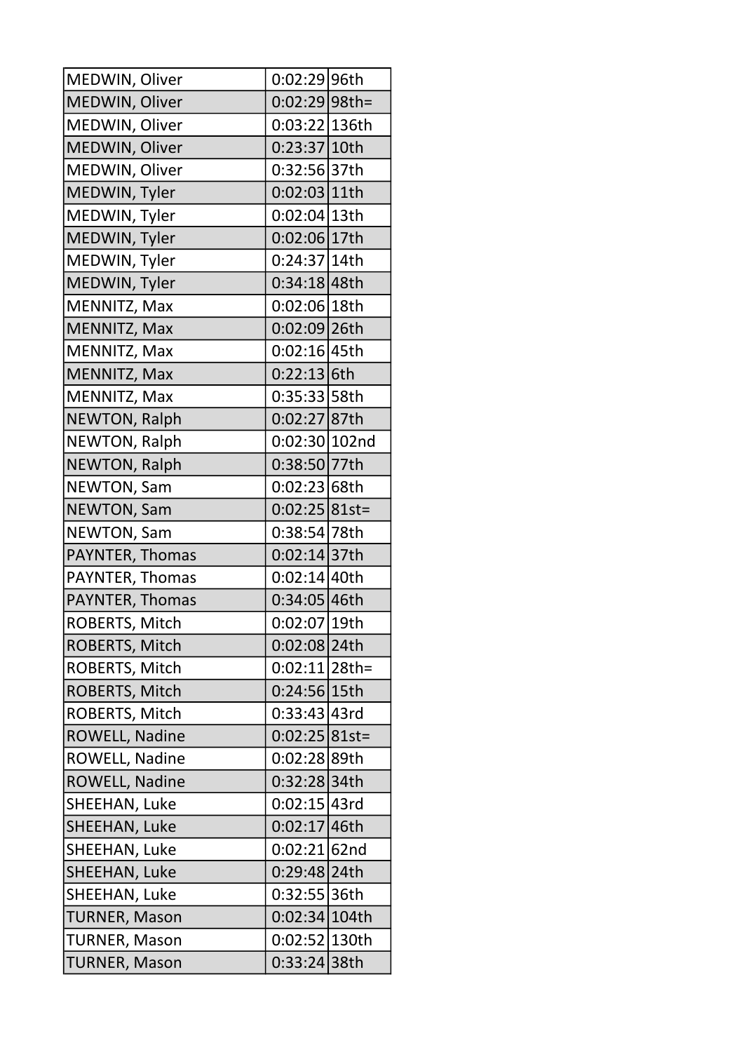| | | |
|---|---|---|
| MEDWIN, Oliver | 0:02:29 | 96th |
| MEDWIN, Oliver | 0:02:29 | 98th= |
| MEDWIN, Oliver | 0:03:22 | 136th |
| MEDWIN, Oliver | 0:23:37 | 10th |
| MEDWIN, Oliver | 0:32:56 | 37th |
| MEDWIN, Tyler | 0:02:03 | 11th |
| MEDWIN, Tyler | 0:02:04 | 13th |
| MEDWIN, Tyler | 0:02:06 | 17th |
| MEDWIN, Tyler | 0:24:37 | 14th |
| MEDWIN, Tyler | 0:34:18 | 48th |
| MENNITZ, Max | 0:02:06 | 18th |
| MENNITZ, Max | 0:02:09 | 26th |
| MENNITZ, Max | 0:02:16 | 45th |
| MENNITZ, Max | 0:22:13 | 6th |
| MENNITZ, Max | 0:35:33 | 58th |
| NEWTON, Ralph | 0:02:27 | 87th |
| NEWTON, Ralph | 0:02:30 | 102nd |
| NEWTON, Ralph | 0:38:50 | 77th |
| NEWTON, Sam | 0:02:23 | 68th |
| NEWTON, Sam | 0:02:25 | 81st= |
| NEWTON, Sam | 0:38:54 | 78th |
| PAYNTER, Thomas | 0:02:14 | 37th |
| PAYNTER, Thomas | 0:02:14 | 40th |
| PAYNTER, Thomas | 0:34:05 | 46th |
| ROBERTS, Mitch | 0:02:07 | 19th |
| ROBERTS, Mitch | 0:02:08 | 24th |
| ROBERTS, Mitch | 0:02:11 | 28th= |
| ROBERTS, Mitch | 0:24:56 | 15th |
| ROBERTS, Mitch | 0:33:43 | 43rd |
| ROWELL, Nadine | 0:02:25 | 81st= |
| ROWELL, Nadine | 0:02:28 | 89th |
| ROWELL, Nadine | 0:32:28 | 34th |
| SHEEHAN, Luke | 0:02:15 | 43rd |
| SHEEHAN, Luke | 0:02:17 | 46th |
| SHEEHAN, Luke | 0:02:21 | 62nd |
| SHEEHAN, Luke | 0:29:48 | 24th |
| SHEEHAN, Luke | 0:32:55 | 36th |
| TURNER, Mason | 0:02:34 | 104th |
| TURNER, Mason | 0:02:52 | 130th |
| TURNER, Mason | 0:33:24 | 38th |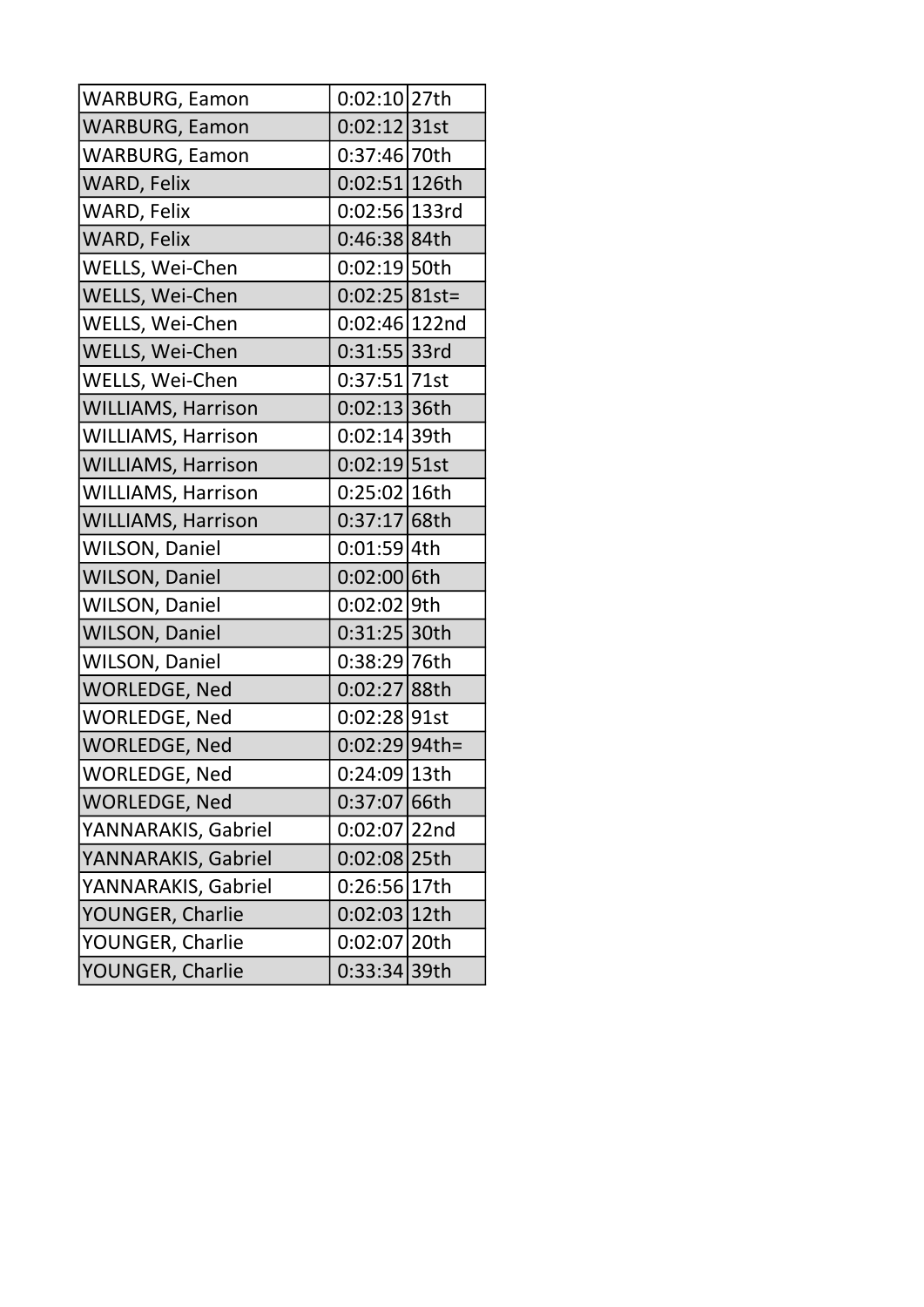| | | |
|---|---|---|
| WARBURG, Eamon | 0:02:10 | 27th |
| WARBURG, Eamon | 0:02:12 | 31st |
| WARBURG, Eamon | 0:37:46 | 70th |
| WARD, Felix | 0:02:51 | 126th |
| WARD, Felix | 0:02:56 | 133rd |
| WARD, Felix | 0:46:38 | 84th |
| WELLS, Wei-Chen | 0:02:19 | 50th |
| WELLS, Wei-Chen | 0:02:25 | 81st= |
| WELLS, Wei-Chen | 0:02:46 | 122nd |
| WELLS, Wei-Chen | 0:31:55 | 33rd |
| WELLS, Wei-Chen | 0:37:51 | 71st |
| WILLIAMS, Harrison | 0:02:13 | 36th |
| WILLIAMS, Harrison | 0:02:14 | 39th |
| WILLIAMS, Harrison | 0:02:19 | 51st |
| WILLIAMS, Harrison | 0:25:02 | 16th |
| WILLIAMS, Harrison | 0:37:17 | 68th |
| WILSON, Daniel | 0:01:59 | 4th |
| WILSON, Daniel | 0:02:00 | 6th |
| WILSON, Daniel | 0:02:02 | 9th |
| WILSON, Daniel | 0:31:25 | 30th |
| WILSON, Daniel | 0:38:29 | 76th |
| WORLEDGE, Ned | 0:02:27 | 88th |
| WORLEDGE, Ned | 0:02:28 | 91st |
| WORLEDGE, Ned | 0:02:29 | 94th= |
| WORLEDGE, Ned | 0:24:09 | 13th |
| WORLEDGE, Ned | 0:37:07 | 66th |
| YANNARAKIS, Gabriel | 0:02:07 | 22nd |
| YANNARAKIS, Gabriel | 0:02:08 | 25th |
| YANNARAKIS, Gabriel | 0:26:56 | 17th |
| YOUNGER, Charlie | 0:02:03 | 12th |
| YOUNGER, Charlie | 0:02:07 | 20th |
| YOUNGER, Charlie | 0:33:34 | 39th |